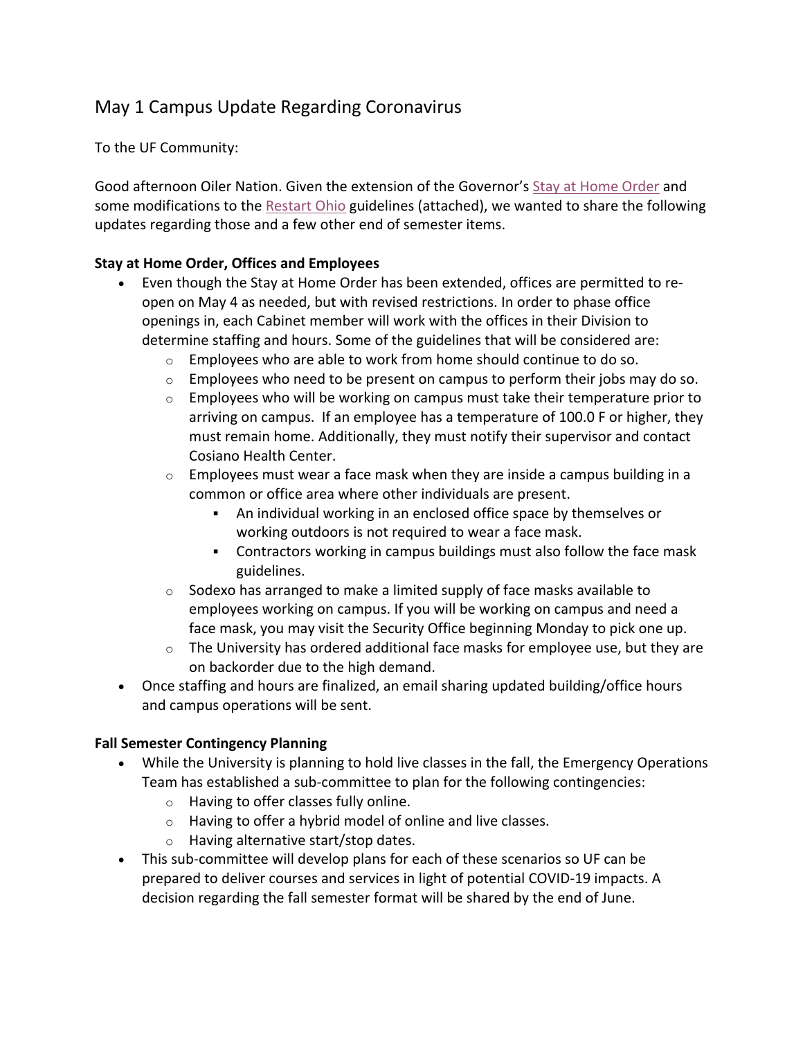# May 1 Campus Update Regarding Coronavirus

To the UF Community:

Good afternoon Oiler Nation. Given the extension of the Governor's Stay at Home Order and some modifications to the Restart Ohio guidelines (attached), we wanted to share the following updates regarding those and a few other end of semester items.

**Stay at Home Order, Offices and Employees**

- Even though the Stay at Home Order has been extended, offices are permitted to re-open on May 4 as needed, but with revised restrictions. In order to phase office openings in, each Cabinet member will work with the offices in their Division to determine staffing and hours. Some of the guidelines that will be considered are:
  - Employees who are able to work from home should continue to do so.
  - Employees who need to be present on campus to perform their jobs may do so.
  - Employees who will be working on campus must take their temperature prior to arriving on campus. If an employee has a temperature of 100.0 F or higher, they must remain home. Additionally, they must notify their supervisor and contact Cosiano Health Center.
  - Employees must wear a face mask when they are inside a campus building in a common or office area where other individuals are present.
    - An individual working in an enclosed office space by themselves or working outdoors is not required to wear a face mask.
    - Contractors working in campus buildings must also follow the face mask guidelines.
  - Sodexo has arranged to make a limited supply of face masks available to employees working on campus. If you will be working on campus and need a face mask, you may visit the Security Office beginning Monday to pick one up.
  - The University has ordered additional face masks for employee use, but they are on backorder due to the high demand.
- Once staffing and hours are finalized, an email sharing updated building/office hours and campus operations will be sent.

**Fall Semester Contingency Planning**

- While the University is planning to hold live classes in the fall, the Emergency Operations Team has established a sub-committee to plan for the following contingencies:
  - Having to offer classes fully online.
  - Having to offer a hybrid model of online and live classes.
  - Having alternative start/stop dates.
- This sub-committee will develop plans for each of these scenarios so UF can be prepared to deliver courses and services in light of potential COVID-19 impacts. A decision regarding the fall semester format will be shared by the end of June.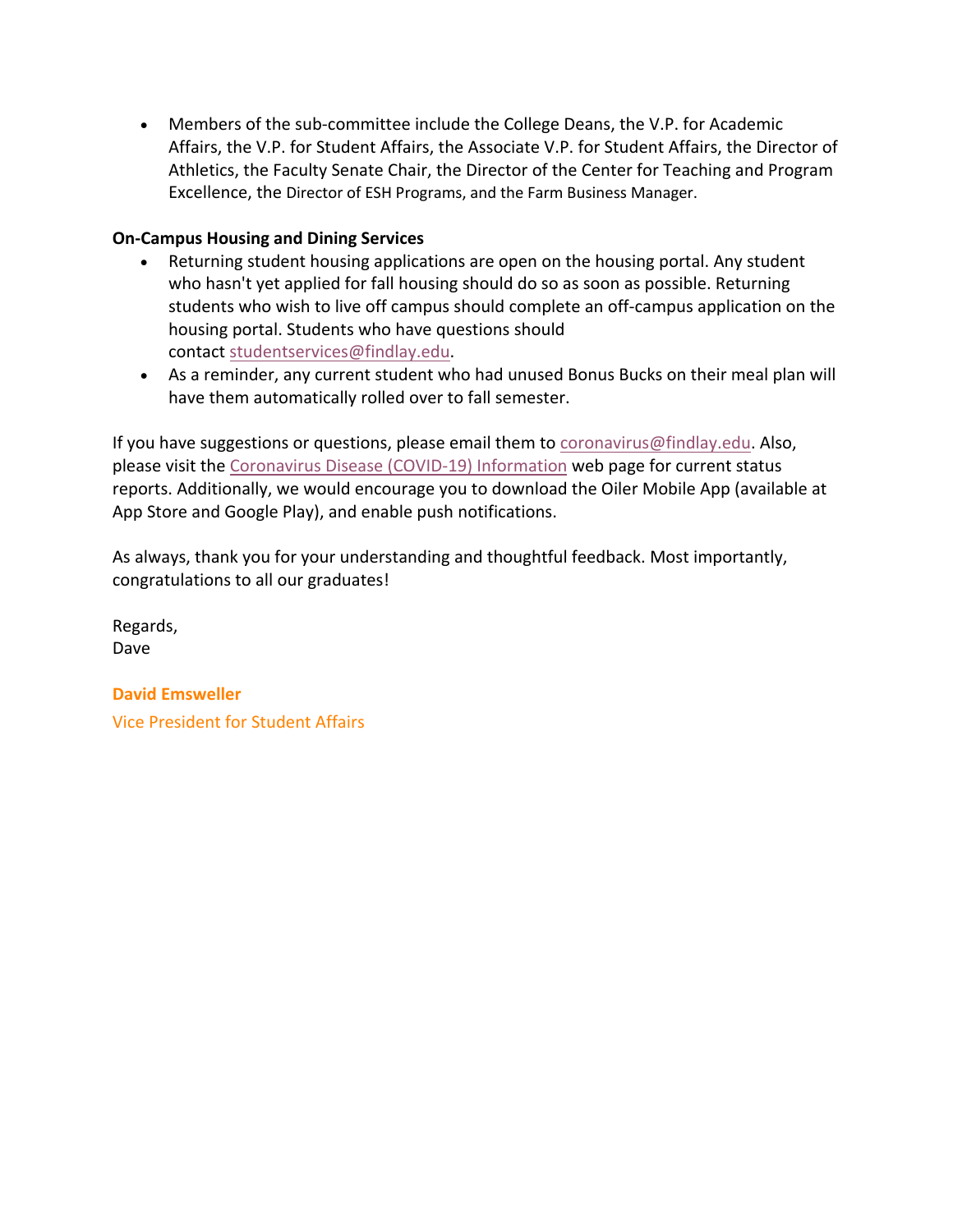- Members of the sub-committee include the College Deans, the V.P. for Academic Affairs, the V.P. for Student Affairs, the Associate V.P. for Student Affairs, the Director of Athletics, the Faculty Senate Chair, the Director of the Center for Teaching and Program Excellence, the Director of ESH Programs, and the Farm Business Manager.

**On-Campus Housing and Dining Services**

- Returning student housing applications are open on the housing portal. Any student who hasn't yet applied for fall housing should do so as soon as possible. Returning students who wish to live off campus should complete an off-campus application on the housing portal. Students who have questions should contact studentservices@findlay.edu.
- As a reminder, any current student who had unused Bonus Bucks on their meal plan will have them automatically rolled over to fall semester.

If you have suggestions or questions, please email them to coronavirus@findlay.edu. Also, please visit the Coronavirus Disease (COVID-19) Information web page for current status reports. Additionally, we would encourage you to download the Oiler Mobile App (available at App Store and Google Play), and enable push notifications.

As always, thank you for your understanding and thoughtful feedback. Most importantly, congratulations to all our graduates!

Regards,
Dave

**David Emsweller**
Vice President for Student Affairs